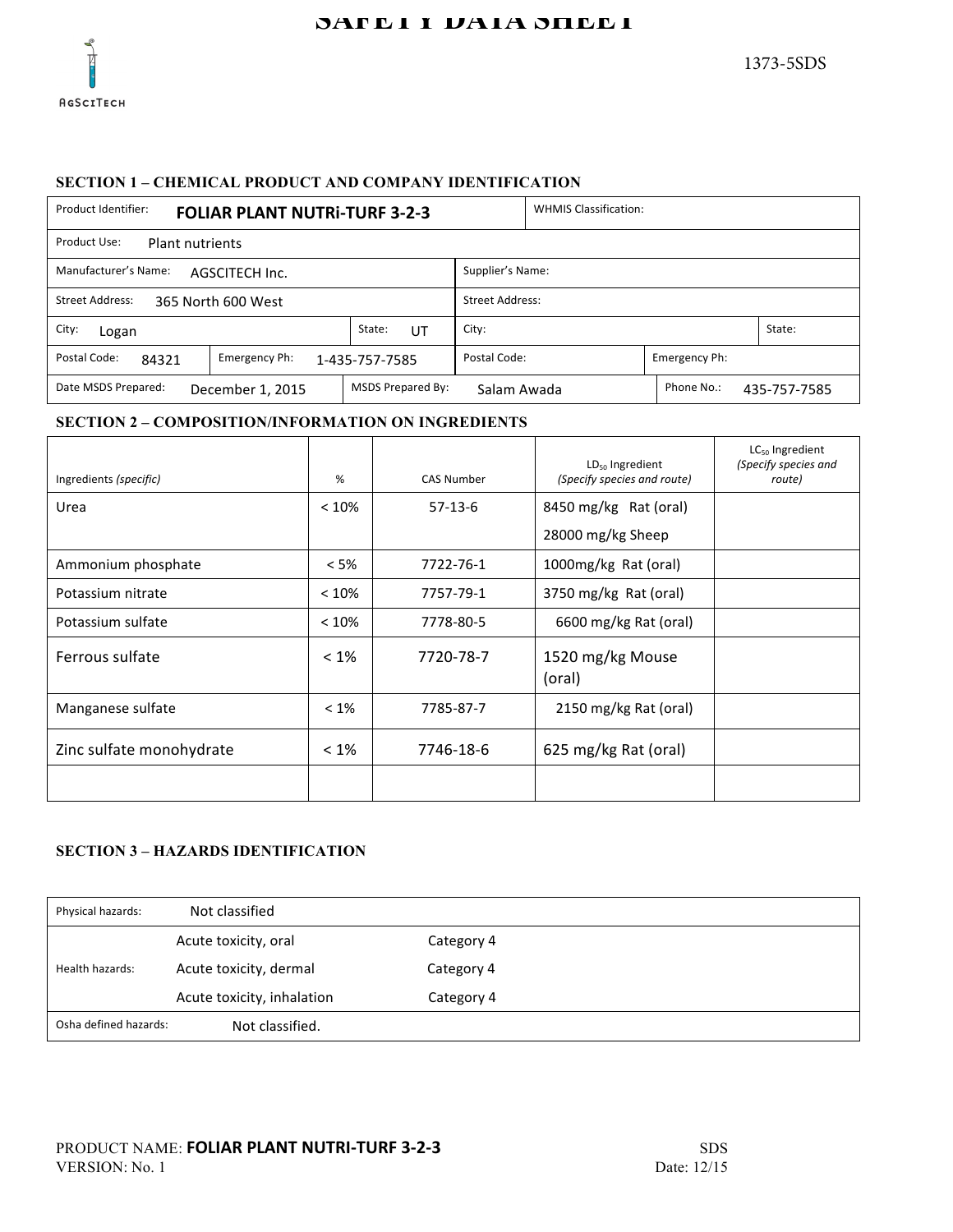# SAFETY DATA SHEET

AgSciTech

1373-5SDS

## SECTION 1 – CHEMICAL PRODUCT AND COMPANY IDENTIFICATION

| | | | |
|---|---|---|---|
| Product Identifier: **FOLIAR PLANT NUTRi-TURF 3-2-3** | | WHMIS Classification: | |
| Product Use: Plant nutrients | | | |
| Manufacturer's Name: AGSCITECH Inc. | | Supplier's Name: | |
| Street Address: 365 North 600 West | | Street Address: | |
| City: Logan | State: UT | City: | State: |
| Postal Code: 84321 | Emergency Ph: 1-435-757-7585 | Postal Code: | Emergency Ph: |
| Date MSDS Prepared: December 1, 2015 | MSDS Prepared By: Salam Awada | | Phone No.: 435-757-7585 |

## SECTION 2 – COMPOSITION/INFORMATION ON INGREDIENTS

| Ingredients *(specific)* | % | CAS Number | $LD_{50}$ Ingredient *(Specify species and route)* | $LC_{50}$ Ingredient *(Specify species and route)* |
|---|---|---|---|---|
| Urea | < 10% | 57-13-6 | 8450 mg/kg Rat (oral)<br>28000 mg/kg Sheep | |
| Ammonium phosphate | < 5% | 7722-76-1 | 1000mg/kg Rat (oral) | |
| Potassium nitrate | < 10% | 7757-79-1 | 3750 mg/kg Rat (oral) | |
| Potassium sulfate | < 10% | 7778-80-5 | 6600 mg/kg Rat (oral) | |
| Ferrous sulfate | < 1% | 7720-78-7 | 1520 mg/kg Mouse (oral) | |
| Manganese sulfate | < 1% | 7785-87-7 | 2150 mg/kg Rat (oral) | |
| Zinc sulfate monohydrate | < 1% | 7746-18-6 | 625 mg/kg Rat (oral) | |
| | | | | |

## SECTION 3 – HAZARDS IDENTIFICATION

| | | |
|---|---|---|
| Physical hazards: | Not classified | |
| Health hazards: | Acute toxicity, oral | Category 4 |
| | Acute toxicity, dermal | Category 4 |
| | Acute toxicity, inhalation | Category 4 |
| Osha defined hazards: | Not classified. | |

PRODUCT NAME: **FOLIAR PLANT NUTRI-TURF 3-2-3**
VERSION: No. 1

SDS
Date: 12/15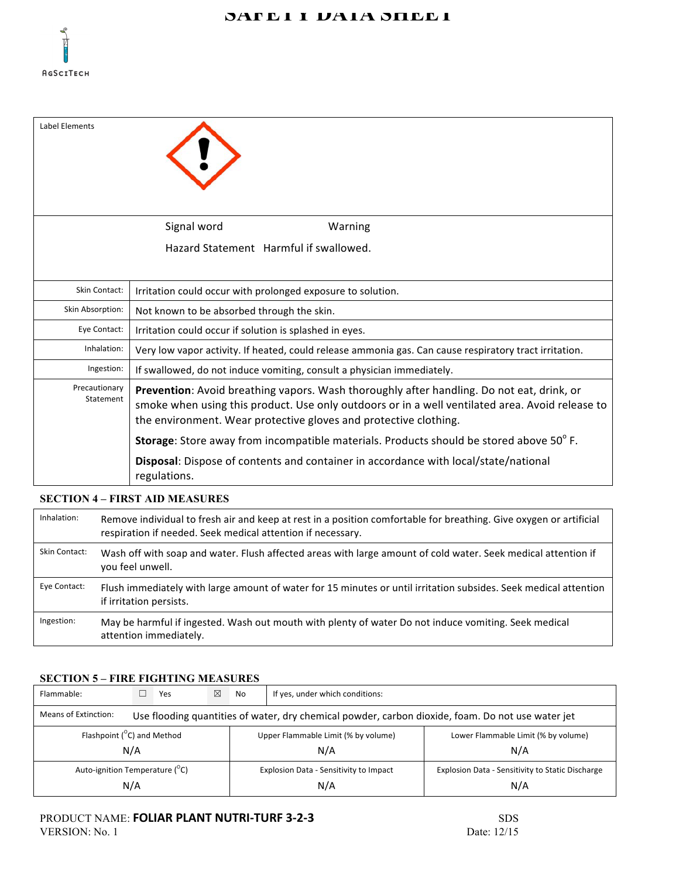| Label Elements | |
|---|---|
| | Signal word Warning |
| | Hazard Statement Harmful if swallowed. |
| Skin Contact: | Irritation could occur with prolonged exposure to solution. |
| Skin Absorption: | Not known to be absorbed through the skin. |
| Eye Contact: | Irritation could occur if solution is splashed in eyes. |
| Inhalation: | Very low vapor activity. If heated, could release ammonia gas. Can cause respiratory tract irritation. |
| Ingestion: | If swallowed, do not induce vomiting, consult a physician immediately. |
| Precautionary Statement | **Prevention**: Avoid breathing vapors. Wash thoroughly after handling. Do not eat, drink, or smoke when using this product. Use only outdoors or in a well ventilated area. Avoid release to the environment. Wear protective gloves and protective clothing.<br>**Storage**: Store away from incompatible materials. Products should be stored above 50° F.<br>**Disposal**: Dispose of contents and container in accordance with local/state/national regulations. |

## SECTION 4 – FIRST AID MEASURES

| | |
|---|---|
| Inhalation: | Remove individual to fresh air and keep at rest in a position comfortable for breathing. Give oxygen or artificial respiration if needed. Seek medical attention if necessary. |
| Skin Contact: | Wash off with soap and water. Flush affected areas with large amount of cold water. Seek medical attention if you feel unwell. |
| Eye Contact: | Flush immediately with large amount of water for 15 minutes or until irritation subsides. Seek medical attention if irritation persists. |
| Ingestion: | May be harmful if ingested. Wash out mouth with plenty of water Do not induce vomiting. Seek medical attention immediately. |

## SECTION 5 – FIRE FIGHTING MEASURES

| Flammable: ☐ Yes ☒ No | If yes, under which conditions: | |
|---|---|---|
| Means of Extinction: Use flooding quantities of water, dry chemical powder, carbon dioxide, foam. Do not use water jet | | |
| Flashpoint (°C) and Method | Upper Flammable Limit (% by volume) | Lower Flammable Limit (% by volume) |
| N/A | N/A | N/A |
| Auto-ignition Temperature (°C) | Explosion Data - Sensitivity to Impact | Explosion Data - Sensitivity to Static Discharge |
| N/A | N/A | N/A |

PRODUCT NAME: **FOLIAR PLANT NUTRI-TURF 3-2-3** SDS
VERSION: No. 1 Date: 12/15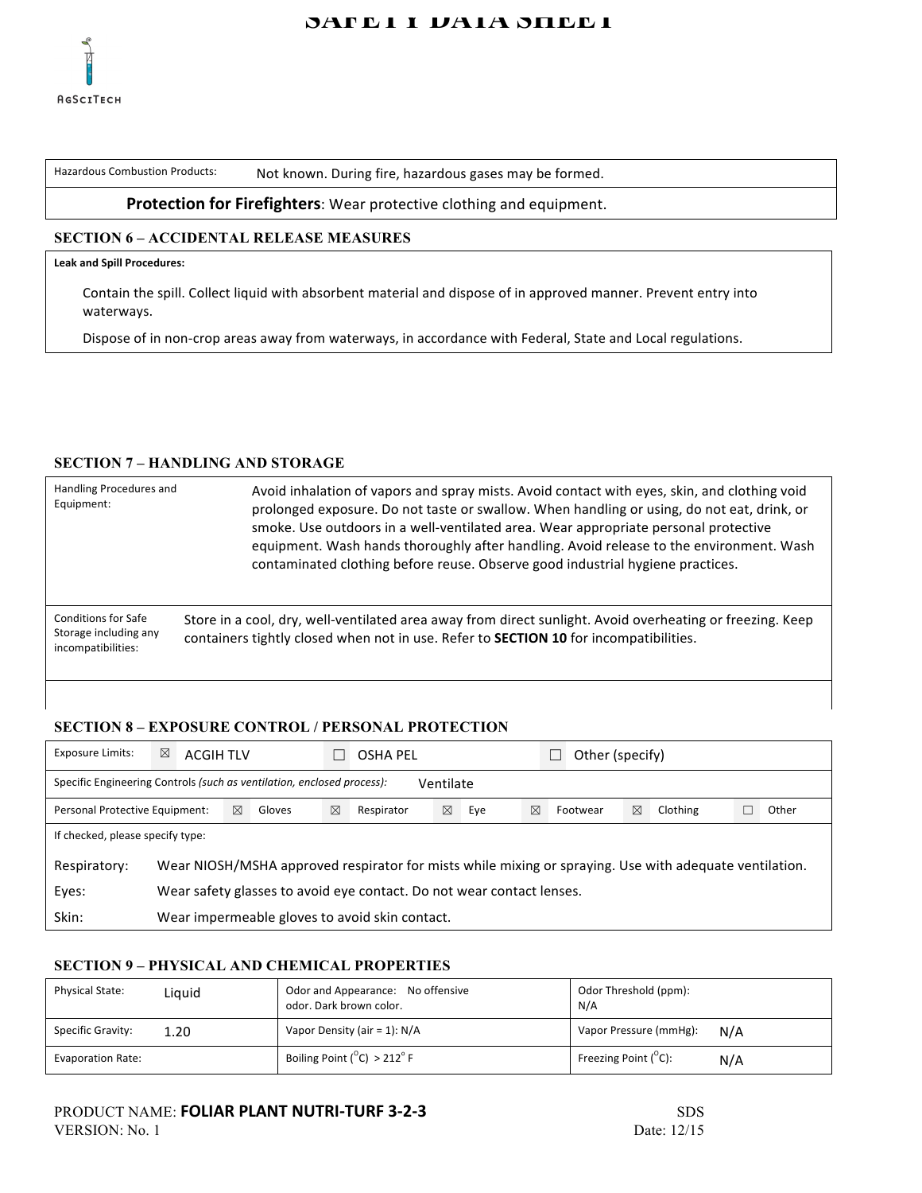| Hazardous Combustion Products: | Not known. During fire, hazardous gases may be formed. |
|---|---|

**Protection for Firefighters**: Wear protective clothing and equipment.

## SECTION 6 – ACCIDENTAL RELEASE MEASURES

**Leak and Spill Procedures:**

Contain the spill. Collect liquid with absorbent material and dispose of in approved manner. Prevent entry into waterways.

Dispose of in non-crop areas away from waterways, in accordance with Federal, State and Local regulations.

## SECTION 7 – HANDLING AND STORAGE

| Handling Procedures and Equipment: | Avoid inhalation of vapors and spray mists. Avoid contact with eyes, skin, and clothing void prolonged exposure. Do not taste or swallow. When handling or using, do not eat, drink, or smoke. Use outdoors in a well-ventilated area. Wear appropriate personal protective equipment. Wash hands thoroughly after handling. Avoid release to the environment. Wash contaminated clothing before reuse. Observe good industrial hygiene practices. |
|---|---|
| Conditions for Safe Storage including any incompatibilities: | Store in a cool, dry, well-ventilated area away from direct sunlight. Avoid overheating or freezing. Keep containers tightly closed when not in use. Refer to **SECTION 10** for incompatibilities. |

## SECTION 8 – EXPOSURE CONTROL / PERSONAL PROTECTION

Exposure Limits: ☒ ACGIH TLV ☐ OSHA PEL ☐ Other (specify)

Specific Engineering Controls *(such as ventilation, enclosed process)*: Ventilate

Personal Protective Equipment: ☒ Gloves ☒ Respirator ☒ Eye ☒ Footwear ☒ Clothing ☐ Other

If checked, please specify type:

| | |
|---|---|
| Respiratory: | Wear NIOSH/MSHA approved respirator for mists while mixing or spraying. Use with adequate ventilation. |
| Eyes: | Wear safety glasses to avoid eye contact. Do not wear contact lenses. |
| Skin: | Wear impermeable gloves to avoid skin contact. |

## SECTION 9 – PHYSICAL AND CHEMICAL PROPERTIES

| | | |
|---|---|---|
| Physical State: Liquid | Odor and Appearance: No offensive odor. Dark brown color. | Odor Threshold (ppm): N/A |
| Specific Gravity: 1.20 | Vapor Density (air = 1): N/A | Vapor Pressure (mmHg): N/A |
| Evaporation Rate: | Boiling Point ($^{o}$C) > 212$^{\circ}$ F | Freezing Point ($^{o}$C): N/A |

PRODUCT NAME: **FOLIAR PLANT NUTRI-TURF 3-2-3**

VERSION: No. 1

SDS

Date: 12/15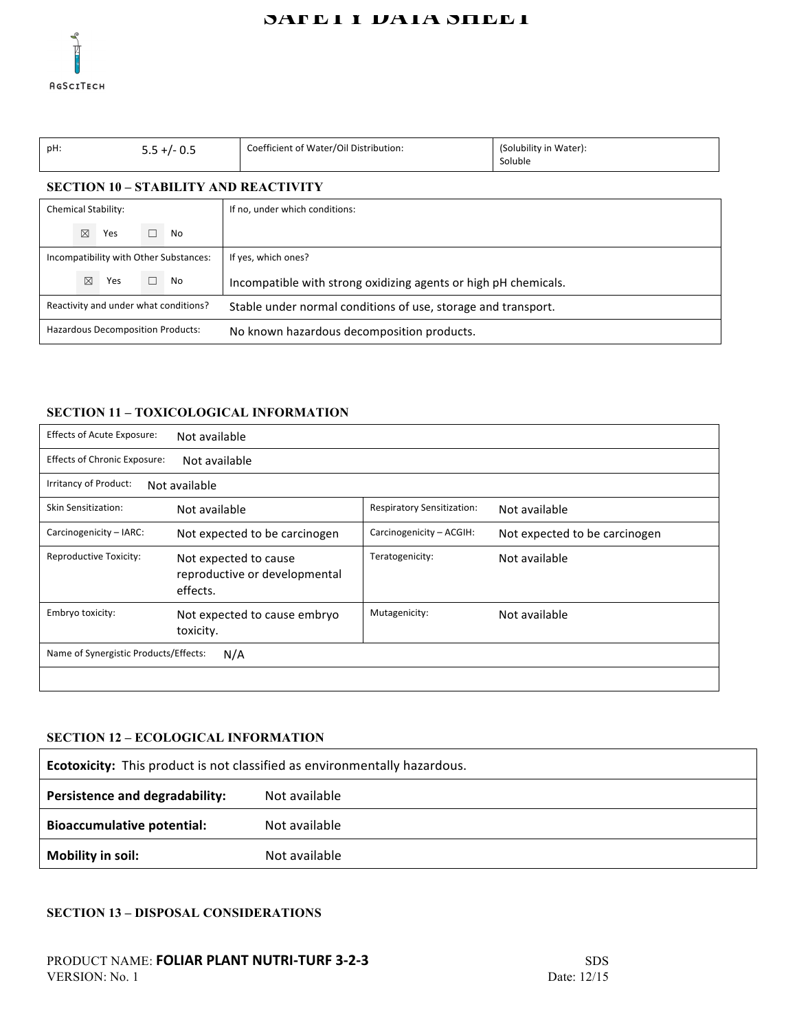| pH: 5.5 +/- 0.5 | Coefficient of Water/Oil Distribution: | (Solubility in Water): Soluble |
|---|---|---|

## SECTION 10 – STABILITY AND REACTIVITY

| | |
|---|---|
| Chemical Stability: ☒ Yes ☐ No | If no, under which conditions: |
| Incompatibility with Other Substances: ☒ Yes ☐ No | If yes, which ones? Incompatible with strong oxidizing agents or high pH chemicals. |
| Reactivity and under what conditions? | Stable under normal conditions of use, storage and transport. |
| Hazardous Decomposition Products: | No known hazardous decomposition products. |

## SECTION 11 – TOXICOLOGICAL INFORMATION

| | | | |
|---|---|---|---|
| Effects of Acute Exposure: | Not available | | |
| Effects of Chronic Exposure: | Not available | | |
| Irritancy of Product: | Not available | | |
| Skin Sensitization: | Not available | Respiratory Sensitization: | Not available |
| Carcinogenicity – IARC: | Not expected to be carcinogen | Carcinogenicity – ACGIH: | Not expected to be carcinogen |
| Reproductive Toxicity: | Not expected to cause reproductive or developmental effects. | Teratogenicity: | Not available |
| Embryo toxicity: | Not expected to cause embryo toxicity. | Mutagenicity: | Not available |
| Name of Synergistic Products/Effects: | N/A | | |

## SECTION 12 – ECOLOGICAL INFORMATION

| | |
|---|---|
| **Ecotoxicity:** This product is not classified as environmentally hazardous. | |
| **Persistence and degradability:** | Not available |
| **Bioaccumulative potential:** | Not available |
| **Mobility in soil:** | Not available |

## SECTION 13 – DISPOSAL CONSIDERATIONS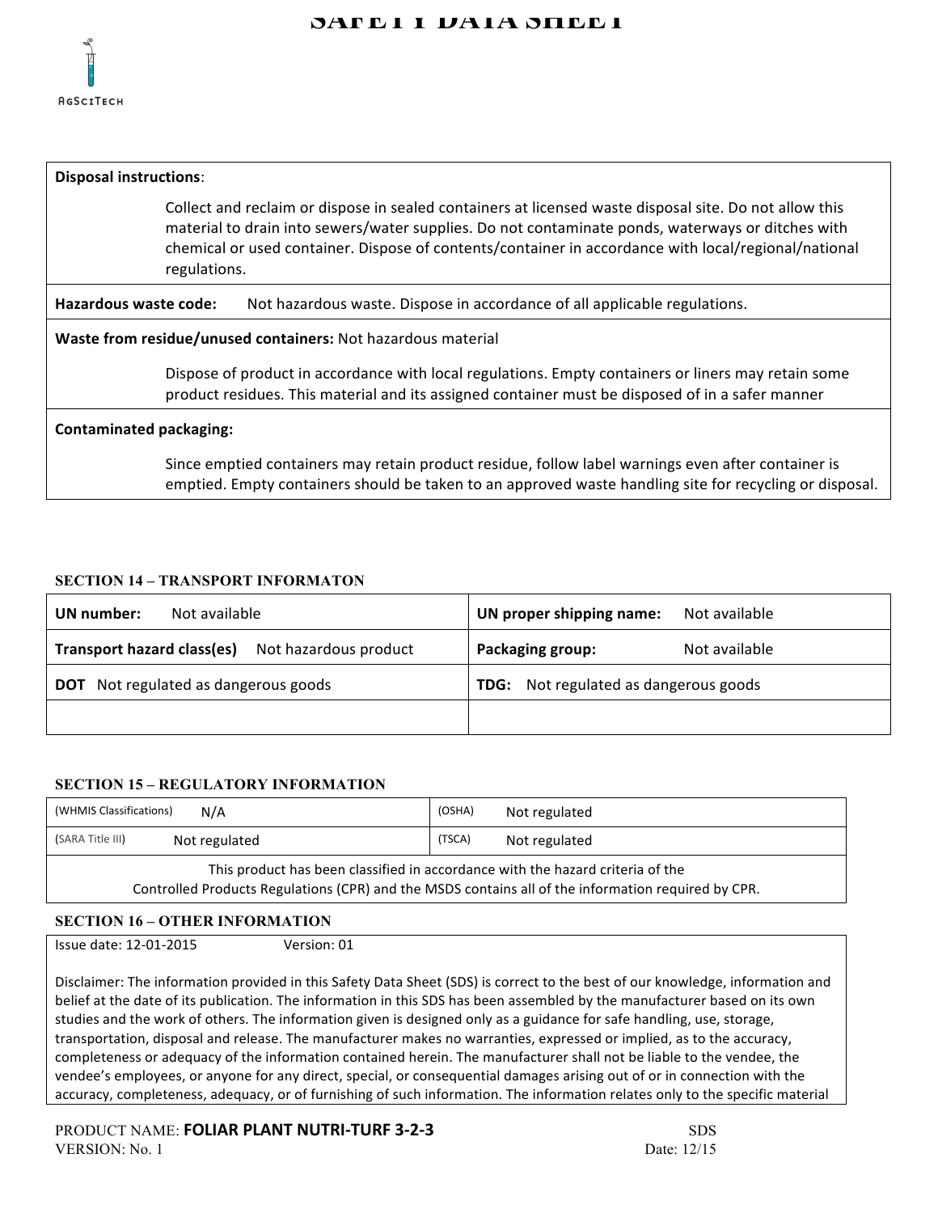| **Disposal instructions**: |
|---|
| Collect and reclaim or dispose in sealed containers at licensed waste disposal site. Do not allow this material to drain into sewers/water supplies. Do not contaminate ponds, waterways or ditches with chemical or used container. Dispose of contents/container in accordance with local/regional/national regulations. |
| **Hazardous waste code:** Not hazardous waste. Dispose in accordance of all applicable regulations. |
| **Waste from residue/unused containers:** Not hazardous material |
| Dispose of product in accordance with local regulations. Empty containers or liners may retain some product residues. This material and its assigned container must be disposed of in a safer manner |
| **Contaminated packaging:** |
| Since emptied containers may retain product residue, follow label warnings even after container is emptied. Empty containers should be taken to an approved waste handling site for recycling or disposal. |

## SECTION 14 – TRANSPORT INFORMATON

| | |
|---|---|
| **UN number:** Not available | **UN proper shipping name:** Not available |
| **Transport hazard class(es)** Not hazardous product | **Packaging group:** Not available |
| **DOT** Not regulated as dangerous goods | **TDG:** Not regulated as dangerous goods |
| | |

## SECTION 15 – REGULATORY INFORMATION

| | | | |
|---|---|---|---|
| (WHMIS Classifications) | N/A | (OSHA) | Not regulated |
| (SARA Title III) | Not regulated | (TSCA) | Not regulated |
| This product has been classified in accordance with the hazard criteria of the Controlled Products Regulations (CPR) and the MSDS contains all of the information required by CPR. | | | |

## SECTION 16 – OTHER INFORMATION

Issue date: 12-01-2015 Version: 01

Disclaimer: The information provided in this Safety Data Sheet (SDS) is correct to the best of our knowledge, information and belief at the date of its publication. The information in this SDS has been assembled by the manufacturer based on its own studies and the work of others. The information given is designed only as a guidance for safe handling, use, storage, transportation, disposal and release. The manufacturer makes no warranties, expressed or implied, as to the accuracy, completeness or adequacy of the information contained herein. The manufacturer shall not be liable to the vendee, the vendee's employees, or anyone for any direct, special, or consequential damages arising out of or in connection with the accuracy, completeness, adequacy, or of furnishing of such information. The information relates only to the specific material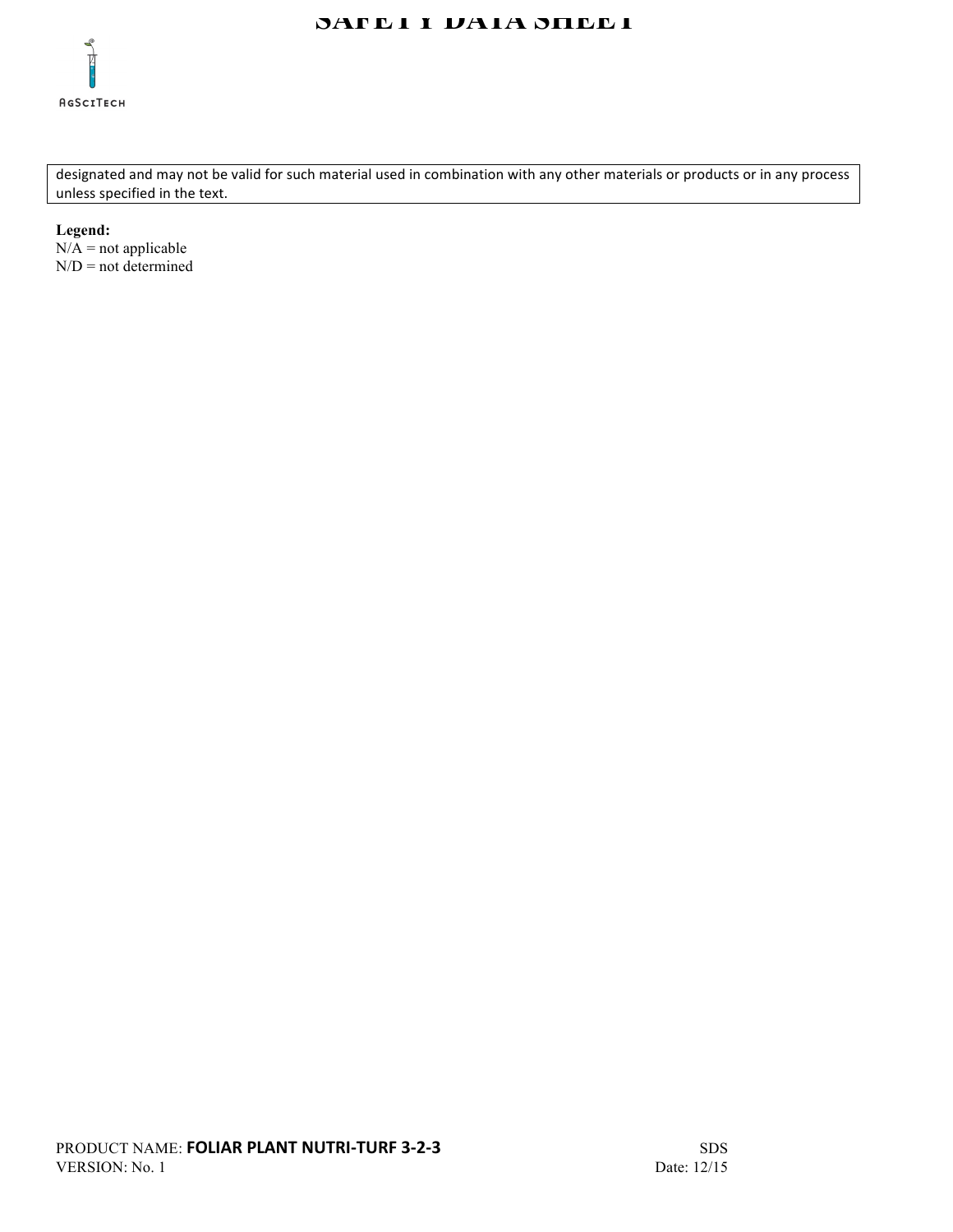designated and may not be valid for such material used in combination with any other materials or products or in any process unless specified in the text.

**Legend:**
N/A = not applicable
N/D = not determined